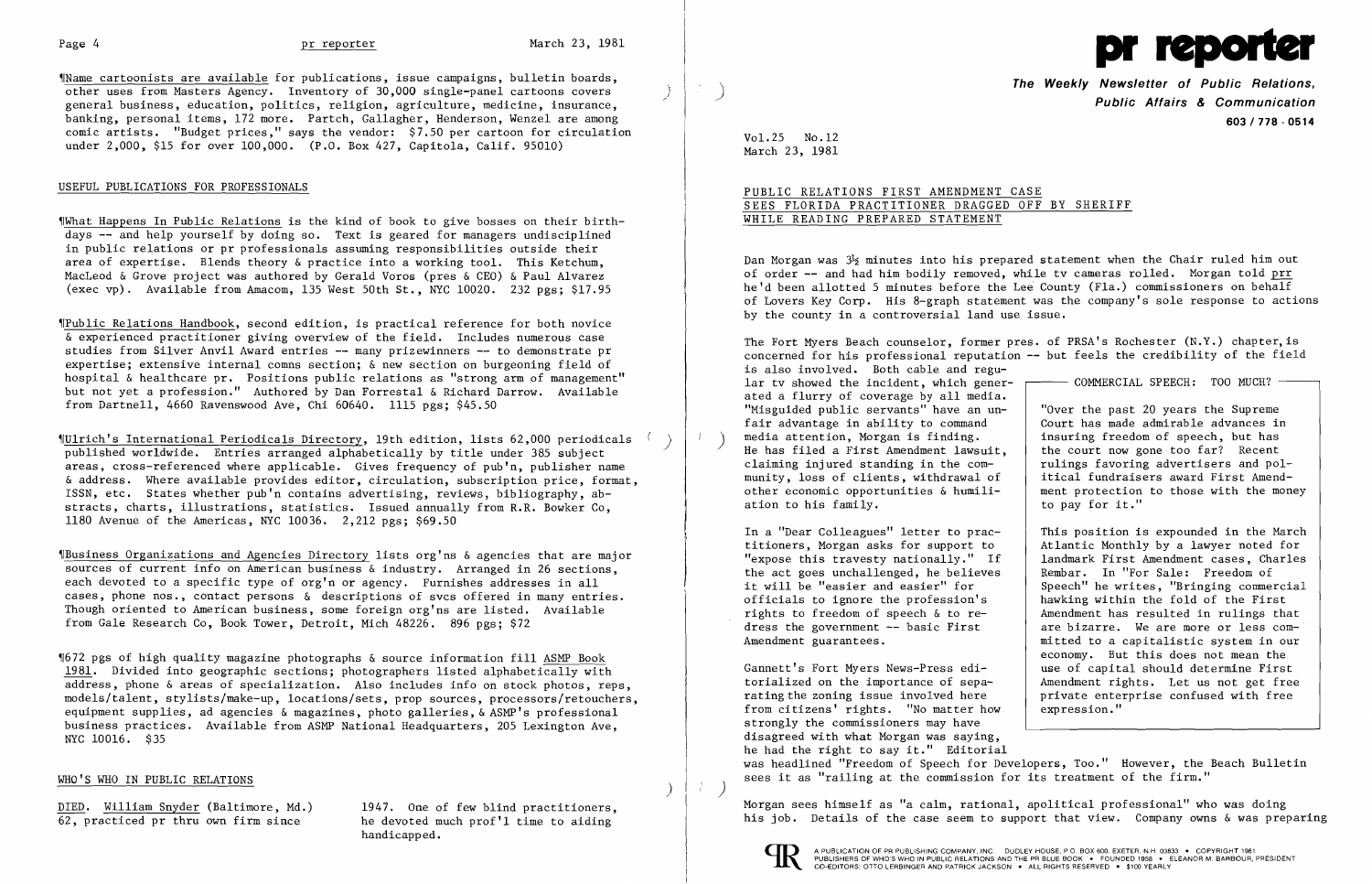¶Name cartoonists are available for publications, issue campaigns, bulletin boards, other uses from Masters Agency. Inventory of 30,000 single-panel cartoons covers general business, education, politics, religion, agriculture, medicine, insurance, banking, personal items, 172 more. Partch, Gallagher, Henderson, Wenzel are among comic artists. "Budget prices," says the vendor: $7.50 per cartoon for circulation under 2,000, $15 for over 100,000. (P.O. Box 427, Capitola, Calif. 95010)

## USEFUL PUBLICATIONS FOR PROFESSIONALS

¶What Happens In Public Relations is the kind of book to give bosses on their birthdays -- and help yourself by doing so. Text is geared for managers undisciplined in public relations or pr professionals assuming responsibilities outside their area of expertise. Blends theory & practice into a working tool. This Ketchum, MacLeod & Grove project was authored by Gerald Voros (pres & CEO) & Paul Alvarez (exec vp). Available from Amacom, 135 West 50th St., NYC 10020. 232 pgs; $17.95

¶Public Relations Handbook, second edition, is practical reference for both novice & experienced practitioner giving overview of the field. Includes numerous case studies from Silver Anvil Award entries -- many prizewinners -- to demonstrate pr expertise; extensive internal comns section; & new section on burgeoning field of hospital & healthcare pr. Positions public relations as "strong arm of management" but not yet a profession." Authored by Dan Forrestal & Richard Darrow. Available from Dartnell, 4660 Ravenswood Ave, Chi 60640. 1115 pgs; $45.50

¶Ulrich's International Periodicals Directory, 19th edition, lists 62,000 periodicals published worldwide. Entries arranged alphabetically by title under 385 subject areas, cross-referenced where applicable. Gives frequency of pub'n, publisher name & address. Where available provides editor, circulation, subscription price, format, ISSN, etc. States whether pub'n contains advertising, reviews, bibliography, abstracts, charts, illustrations, statistics. Issued annually from R.R. Bowker Co, 1180 Avenue of the Americas, NYC 10036. 2,212 pgs; $69.50

¶Business Organizations and Agencies Directory lists org'ns & agencies that are major sources of current info on American business & industry. Arranged in 26 sections, each devoted to a specific type of org'n or agency. Furnishes addresses in all cases, phone nos., contact persons & descriptions of svcs offered in many entries. Though oriented to American business, some foreign org'ns are listed. Available from Gale Research Co, Book Tower, Detroit, Mich 48226. 896 pgs; $72

¶672 pgs of high quality magazine photographs & source information fill ASMP Book 1981. Divided into geographic sections; photographers listed alphabetically with address, phone & areas of specialization. Also includes info on stock photos, reps, models/talent, stylists/make-up, locations/sets, prop sources, processors/retouchers, equipment supplies, ad agencies & magazines, photo galleries, & ASMP's professional business practices. Available from ASMP National Headquarters, 205 Lexington Ave, NYC 10016. $35

## WHO'S WHO IN PUBLIC RELATIONS

DIED. William Snyder (Baltimore, Md.) 62, practiced pr thru own firm since 1947. One of few blind practitioners, he devoted much prof'l time to aiding handicapped.

# pr reporter

**The Weekly Newsletter of Public Relations, Public Affairs & Communication**

**603 / 778 - 0514**

Vol.25 No.12
March 23, 1981

## PUBLIC RELATIONS FIRST AMENDMENT CASE SEES FLORIDA PRACTITIONER DRAGGED OFF BY SHERIFF WHILE READING PREPARED STATEMENT

Dan Morgan was 3½ minutes into his prepared statement when the Chair ruled him out of order -- and had him bodily removed, while tv cameras rolled. Morgan told prr he'd been allotted 5 minutes before the Lee County (Fla.) commissioners on behalf of Lovers Key Corp. His 8-graph statement was the company's sole response to actions by the county in a controversial land use issue.

The Fort Myers Beach counselor, former pres. of PRSA's Rochester (N.Y.) chapter, is concerned for his professional reputation -- but feels the credibility of the field is also involved. Both cable and regular tv showed the incident, which generated a flurry of coverage by all media. "Misguided public servants" have an unfair advantage in ability to command media attention, Morgan is finding. He has filed a First Amendment lawsuit, claiming injured standing in the community, loss of clients, withdrawal of other economic opportunities & humiliation to his family.

In a "Dear Colleagues" letter to practitioners, Morgan asks for support to "expose this travesty nationally." If the act goes unchallenged, he believes it will be "easier and easier" for officials to ignore the profession's rights to freedom of speech & to redress the government -- basic First Amendment guarantees.

Gannett's Fort Myers News-Press editorialized on the importance of separating the zoning issue involved here from citizens' rights. "No matter how strongly the commissioners may have disagreed with what Morgan was saying, he had the right to say it." Editorial was headlined "Freedom of Speech for Developers, Too." However, the Beach Bulletin sees it as "railing at the commission for its treatment of the firm."

> **COMMERCIAL SPEECH: TOO MUCH?**
>
> "Over the past 20 years the Supreme Court has made admirable advances in insuring freedom of speech, but has the court now gone too far? Recent rulings favoring advertisers and political fundraisers award First Amendment protection to those with the money to pay for it."
>
> This position is expounded in the March Atlantic Monthly by a lawyer noted for landmark First Amendment cases, Charles Rembar. In "For Sale: Freedom of Speech" he writes, "Bringing commercial hawking within the fold of the First Amendment has resulted in rulings that are bizarre. We are more or less committed to a capitalistic system in our economy. But this does not mean the use of capital should determine First Amendment rights. Let us not get free private enterprise confused with free expression."

Morgan sees himself as "a calm, rational, apolitical professional" who was doing his job. Details of the case seem to support that view. Company owns & was preparing

A PUBLICATION OF PR PUBLISHING COMPANY, INC. DUDLEY HOUSE, P.O. BOX 600, EXETER, N.H. 03833 • COPYRIGHT 1981 PUBLISHERS OF WHO'S WHO IN PUBLIC RELATIONS AND THE PR BLUE BOOK • FOUNDED 1958 • ELEANOR M. BARBOUR, PRESIDENT CO-EDITORS: OTTO LERBINGER AND PATRICK JACKSON • ALL RIGHTS RESERVED • $100 YEARLY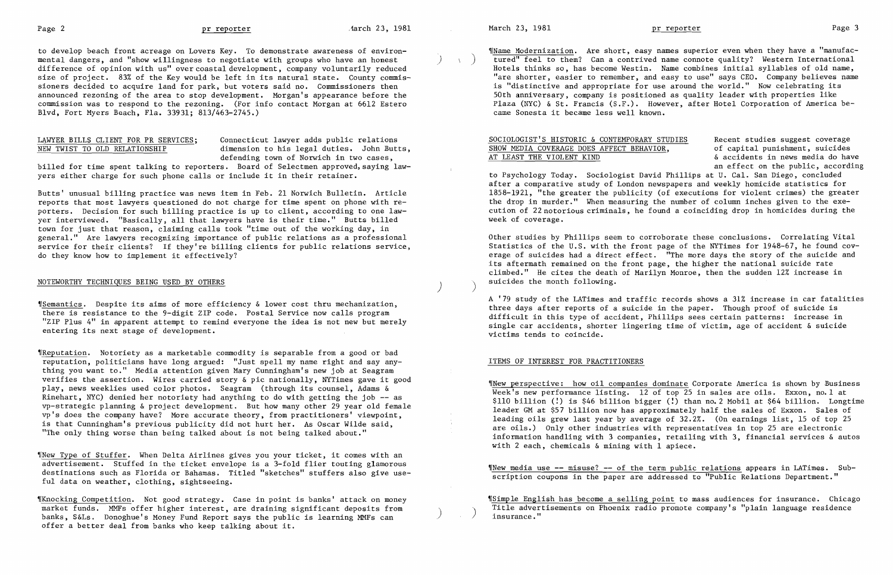to develop beach front acreage on Lovers Key. To demonstrate awareness of environmental dangers, and "show willingness to negotiate with groups who have an honest difference of opinion with us" over coastal development, company voluntarily reduced size of project. 83% of the Key would be left in its natural state. County commissioners decided to acquire land for park, but voters said no. Commissioners then announced rezoning of the area to stop development. Morgan's appearance before the commission was to respond to the rezoning. (For info contact Morgan at 6612 Estero Blvd, Fort Myers Beach, Fla. 33931; 813/463-2745.)

## LAWYER BILLS CLIENT FOR PR SERVICES; NEW TWIST TO OLD RELATIONSHIP

Connecticut lawyer adds public relations dimension to his legal duties. John Butts, defending town of Norwich in two cases, billed for time spent talking to reporters. Board of Selectmen approved, saying lawyers either charge for such phone calls or include it in their retainer.

Butts' unusual billing practice was news item in Feb. 21 Norwich Bulletin. Article reports that most lawyers questioned do not charge for time spent on phone with reporters. Decision for such billing practice is up to client, according to one lawyer interviewed. "Basically, all that lawyers have is their time." Butts billed town for just that reason, claiming calls took "time out of the working day, in general." Are lawyers recognizing importance of public relations as a professional service for their clients? If they're billing clients for public relations service, do they know how to implement it effectively?

## NOTEWORTHY TECHNIQUES BEING USED BY OTHERS

¶Semantics. Despite its aims of more efficiency & lower cost thru mechanization, there is resistance to the 9-digit ZIP code. Postal Service now calls program "ZIP Plus 4" in apparent attempt to remind everyone the idea is not new but merely entering its next stage of development.

¶Reputation. Notoriety as a marketable commodity is separable from a good or bad reputation, politicians have long argued: "Just spell my name right and say anything you want to." Media attention given Mary Cunningham's new job at Seagram verifies the assertion. Wires carried story & pic nationally, NYTimes gave it good play, news weeklies used color photos. Seagram (through its counsel, Adams & Rinehart, NYC) denied her notoriety had anything to do with getting the job -- as vp-strategic planning & project development. But how many other 29 year old female vp's does the company have? More accurate theory, from practitioners' viewpoint, is that Cunningham's previous publicity did not hurt her. As Oscar Wilde said, "The only thing worse than being talked about is not being talked about."

¶New Type of Stuffer. When Delta Airlines gives you your ticket, it comes with an advertisement. Stuffed in the ticket envelope is a 3-fold flier touting glamorous destinations such as Florida or Bahamas. Titled "sketches" stuffers also give useful data on weather, clothing, sightseeing.

¶Knocking Competition. Not good strategy. Case in point is banks' attack on money market funds. MMFs offer higher interest, are draining significant deposits from banks, S&Ls. Donoghue's Money Fund Report says the public is learning MMFs can offer a better deal from banks who keep talking about it.

¶Name Modernization. Are short, easy names superior even when they have a "manufactured" feel to them? Can a contrived name connote quality? Western International Hotels thinks so, has become Westin. Name combines initial syllables of old name, "are shorter, easier to remember, and easy to use" says CEO. Company believes name is "distinctive and appropriate for use around the world." Now celebrating its 50th anniversary, company is positioned as quality leader with properties like Plaza (NYC) & St. Francis (S.F.). However, after Hotel Corporation of America became Sonesta it became less well known.

## SOCIOLOGIST'S HISTORIC & CONTEMPORARY STUDIES SHOW MEDIA COVERAGE DOES AFFECT BEHAVIOR, AT LEAST THE VIOLENT KIND

Recent studies suggest coverage of capital punishment, suicides & accidents in news media do have an effect on the public, according to Psychology Today. Sociologist David Phillips at U. Cal. San Diego, concluded after a comparative study of London newspapers and weekly homicide statistics for 1858-1921, "the greater the publicity (of executions for violent crimes) the greater the drop in murder." When measuring the number of column inches given to the execution of 22 notorious criminals, he found a coinciding drop in homicides during the week of coverage.

Other studies by Phillips seem to corroborate these conclusions. Correlating Vital Statistics of the U.S. with the front page of the NYTimes for 1948-67, he found coverage of suicides had a direct effect. "The more days the story of the suicide and its aftermath remained on the front page, the higher the national suicide rate climbed." He cites the death of Marilyn Monroe, then the sudden 12% increase in suicides the month following.

A '79 study of the LATimes and traffic records shows a 31% increase in car fatalities three days after reports of a suicide in the paper. Though proof of suicide is difficult in this type of accident, Phillips sees certain patterns: increase in single car accidents, shorter lingering time of victim, age of accident & suicide victims tends to coincide.

## ITEMS OF INTEREST FOR PRACTITIONERS

¶New perspective: how oil companies dominate Corporate America is shown by Business Week's new performance listing. 12 of top 25 in sales are oils. Exxon, no. 1 at \$110 billion (!) is \$46 billion bigger (!) than no. 2 Mobil at \$64 billion. Longtime leader GM at \$57 billion now has approximately half the sales of Exxon. Sales of leading oils grew last year by average of 32.2%. (On earnings list, 15 of top 25 are oils.) Only other industries with representatives in top 25 are electronic information handling with 3 companies, retailing with 3, financial services & autos with 2 each, chemicals & mining with 1 apiece.

¶New media use -- misuse? -- of the term public relations appears in LATimes. Subscription coupons in the paper are addressed to "Public Relations Department."

¶Simple English has become a selling point to mass audiences for insurance. Chicago Title advertisements on Phoenix radio promote company's "plain language residence insurance."